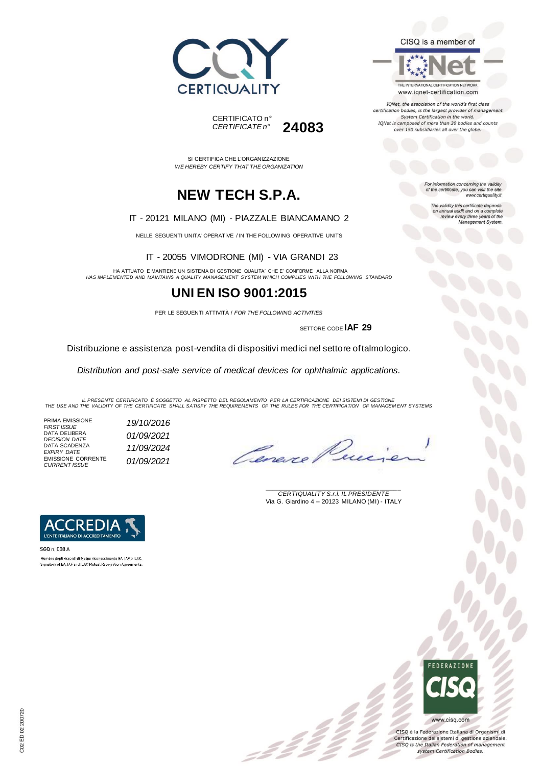CERTIQUALITY

CERTIFICATO n°
*CERTIFICATE n°* **24083**

CISQ is a member of

IQNet

THE INTERNATIONAL CERTIFICATION NETWORK
www.iqnet-certification.com

*IQNet, the association of the world's first class certification bodies, is the largest provider of management System Certification in the world. IQNet is composed of more than 30 bodies and counts over 150 subsidiaries all over the globe.*

SI CERTIFICA CHE L'ORGANIZZAZIONE
*WE HEREBY CERTIFY THAT THE ORGANIZATION*

# NEW TECH S.P.A.

IT - 20121 MILANO (MI) - PIAZZALE BIANCAMANO 2

NELLE SEGUENTI UNITA' OPERATIVE / IN THE FOLLOWING OPERATIVE UNITS

IT - 20055 VIMODRONE (MI) - VIA GRANDI 23

HA ATTUATO E MANTIENE UN SISTEMA DI GESTIONE QUALITA' CHE E' CONFORME ALLA NORMA
*HAS IMPLEMENTED AND MAINTAINS A QUALITY MANAGEMENT SYSTEM WHICH COMPLIES WITH THE FOLLOWING STANDARD*

# UNI EN ISO 9001:2015

PER LE SEGUENTI ATTIVITÀ / *FOR THE FOLLOWING ACTIVITIES*

SETTORE CODE **IAF 29**

Distribuzione e assistenza post-vendita di dispositivi medici nel settore oftalmologico.

*Distribution and post-sale service of medical devices for ophthalmic applications.*

*For information concerning the validity of the certificate, you can visit the site www.certiquality.it*

*The validity this certificate depends on annual audit and on a complete review every three years of the Management System.*

*IL PRESENTE CERTIFICATO È SOGGETTO AL RISPETTO DEL REGOLAMENTO PER LA CERTIFICAZIONE DEI SISTEMI DI GESTIONE*
*THE USE AND THE VALIDITY OF THE CERTIFICATE SHALL SATISFY THE REQUIREMENTS OF THE RULES FOR THE CERTIFICATION OF MANAGEMENT SYSTEMS*

| | |
|---|---|
| PRIMA EMISSIONE *FIRST ISSUE* | *19/10/2016* |
| DATA DELIBERA *DECISION DATE* | *01/09/2021* |
| DATA SCADENZA *EXPIRY DATE* | *11/09/2024* |
| EMISSIONE CORRENTE *CURRENT ISSUE* | *01/09/2021* |

*CERTIQUALITY S.r.l. IL PRESIDENTE*
Via G. Giardino 4 – 20123 MILANO (MI) - ITALY

ACCREDIA
L'ENTE ITALIANO DI ACCREDITAMENTO

SGQ n. 008 A
Membro degli Accordi di Mutuo riconoscimento EA, IAF e ILAC.
Signatory of EA, IAF and ILAC Mutual Recognition Agreements.

FEDERAZIONE CISQ
www.cisq.com

CISQ è la Federazione Italiana di Organismi di Certificazione dei sistemi di gestione aziendale.
*CISQ is the Italian Federation of management system Certification Bodies.*

C02 ED 02 200720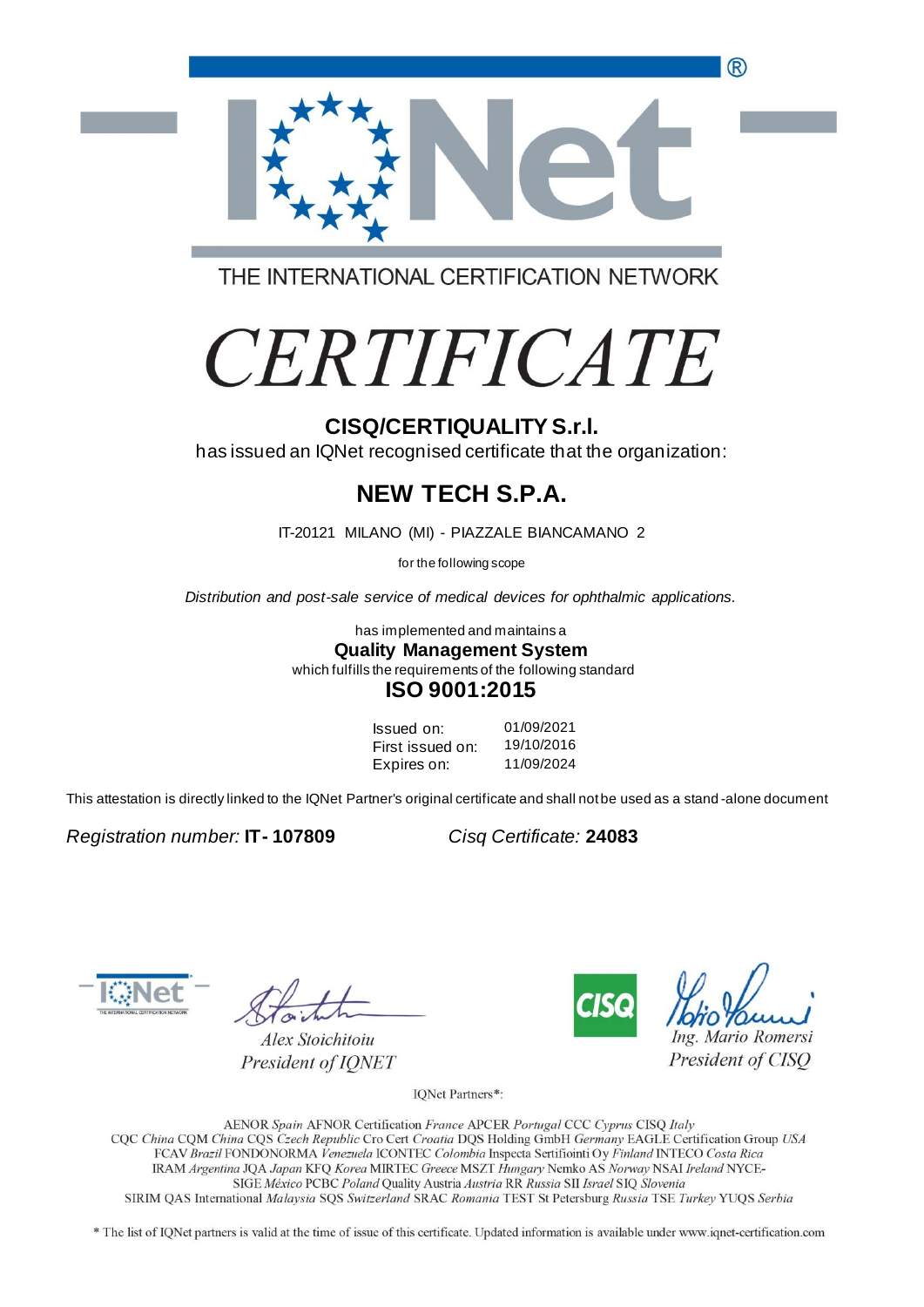THE INTERNATIONAL CERTIFICATION NETWORK

# CERTIFICATE

## CISQ/CERTIQUALITY S.r.l.

has issued an IQNet recognised certificate that the organization:

## NEW TECH S.P.A.

IT-20121 MILANO (MI) - PIAZZALE BIANCAMANO 2

for the following scope

*Distribution and post-sale service of medical devices for ophthalmic applications.*

has implemented and maintains a

**Quality Management System**

which fulfills the requirements of the following standard

**ISO 9001:2015**

| | |
|---|---|
| Issued on: | 01/09/2021 |
| First issued on: | 19/10/2016 |
| Expires on: | 11/09/2024 |

This attestation is directly linked to the IQNet Partner's original certificate and shall not be used as a stand-alone document

*Registration number:* **IT - 107809** *Cisq Certificate:* **24083**

*Alex Stoichitoiu*
*President of IQNET*

*Ing. Mario Romersi*
*President of CISQ*

IQNet Partners*:

AENOR *Spain* AFNOR Certification *France* APCER *Portugal* CCC *Cyprus* CISQ *Italy*
CQC *China* CQM *China* CQS *Czech Republic* Cro Cert *Croatia* DQS Holding GmbH *Germany* EAGLE Certification Group *USA*
FCAV *Brazil* FONDONORMA *Venezuela* ICONTEC *Colombia* Inspecta Sertifiointi Oy *Finland* INTECO *Costa Rica*
IRAM *Argentina* JQA *Japan* KFQ *Korea* MIRTEC *Greece* MSZT *Hungary* Nemko AS *Norway* NSAI *Ireland* NYCE-SIGE *México* PCBC *Poland* Quality Austria *Austria* RR *Russia* SII *Israel* SIQ *Slovenia*
SIRIM QAS International *Malaysia* SQS *Switzerland* SRAC *Romania* TEST St Petersburg *Russia* TSE *Turkey* YUQS *Serbia*

* The list of IQNet partners is valid at the time of issue of this certificate. Updated information is available under www.iqnet-certification.com